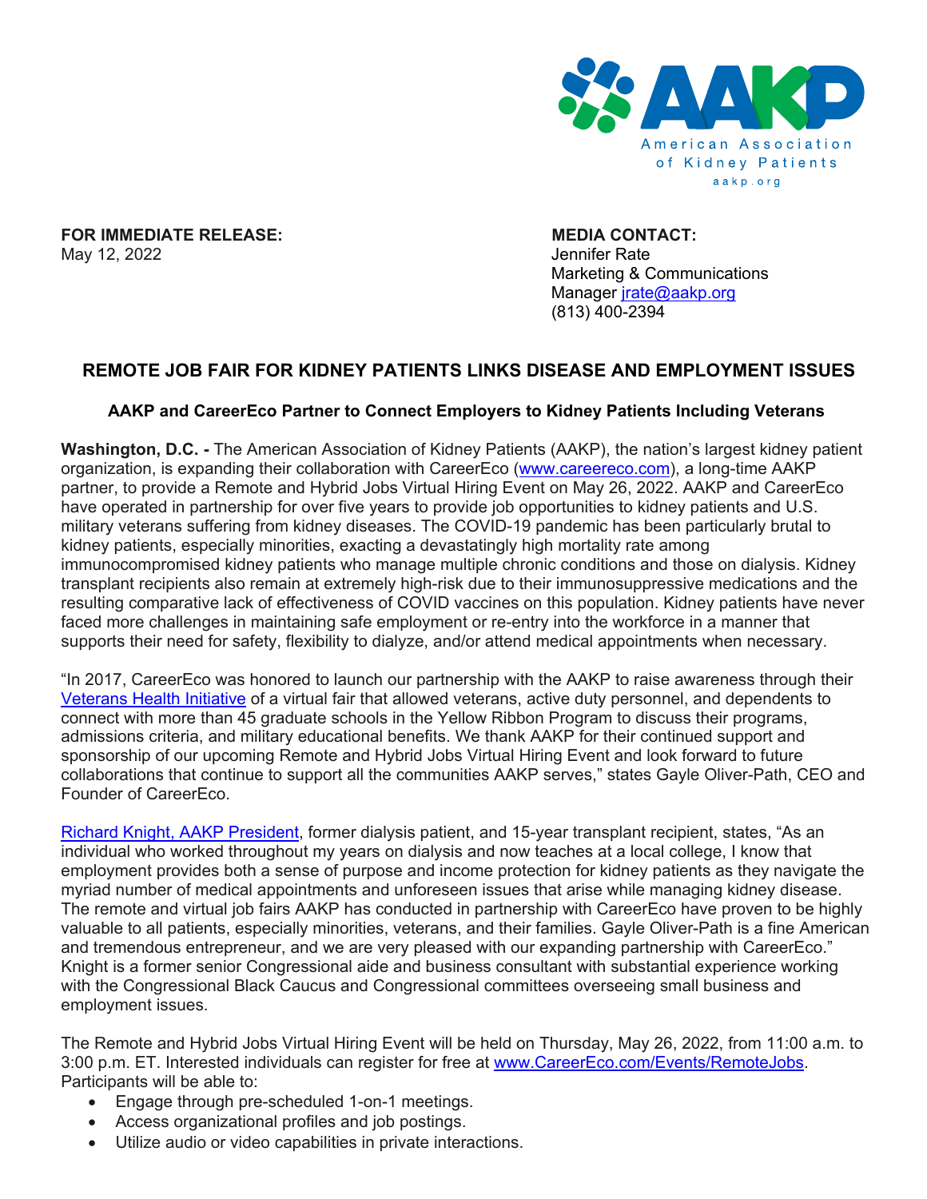AAKP
American Association of Kidney Patients
aakp.org

**FOR IMMEDIATE RELEASE:**
May 12, 2022

**MEDIA CONTACT:**
Jennifer Rate
Marketing & Communications Manager [jrate@aakp.org](mailto:jrate@aakp.org)
(813) 400-2394

## REMOTE JOB FAIR FOR KIDNEY PATIENTS LINKS DISEASE AND EMPLOYMENT ISSUES

### AAKP and CareerEco Partner to Connect Employers to Kidney Patients Including Veterans

**Washington, D.C. -** The American Association of Kidney Patients (AAKP), the nation's largest kidney patient organization, is expanding their collaboration with CareerEco (www.careereco.com), a long-time AAKP partner, to provide a Remote and Hybrid Jobs Virtual Hiring Event on May 26, 2022. AAKP and CareerEco have operated in partnership for over five years to provide job opportunities to kidney patients and U.S. military veterans suffering from kidney diseases. The COVID-19 pandemic has been particularly brutal to kidney patients, especially minorities, exacting a devastatingly high mortality rate among immunocompromised kidney patients who manage multiple chronic conditions and those on dialysis. Kidney transplant recipients also remain at extremely high-risk due to their immunosuppressive medications and the resulting comparative lack of effectiveness of COVID vaccines on this population. Kidney patients have never faced more challenges in maintaining safe employment or re-entry into the workforce in a manner that supports their need for safety, flexibility to dialyze, and/or attend medical appointments when necessary.

"In 2017, CareerEco was honored to launch our partnership with the AAKP to raise awareness through their Veterans Health Initiative of a virtual fair that allowed veterans, active duty personnel, and dependents to connect with more than 45 graduate schools in the Yellow Ribbon Program to discuss their programs, admissions criteria, and military educational benefits. We thank AAKP for their continued support and sponsorship of our upcoming Remote and Hybrid Jobs Virtual Hiring Event and look forward to future collaborations that continue to support all the communities AAKP serves," states Gayle Oliver-Path, CEO and Founder of CareerEco.

Richard Knight, AAKP President, former dialysis patient, and 15-year transplant recipient, states, "As an individual who worked throughout my years on dialysis and now teaches at a local college, I know that employment provides both a sense of purpose and income protection for kidney patients as they navigate the myriad number of medical appointments and unforeseen issues that arise while managing kidney disease. The remote and virtual job fairs AAKP has conducted in partnership with CareerEco have proven to be highly valuable to all patients, especially minorities, veterans, and their families. Gayle Oliver-Path is a fine American and tremendous entrepreneur, and we are very pleased with our expanding partnership with CareerEco." Knight is a former senior Congressional aide and business consultant with substantial experience working with the Congressional Black Caucus and Congressional committees overseeing small business and employment issues.

The Remote and Hybrid Jobs Virtual Hiring Event will be held on Thursday, May 26, 2022, from 11:00 a.m. to 3:00 p.m. ET. Interested individuals can register for free at www.CareerEco.com/Events/RemoteJobs. Participants will be able to:

- Engage through pre-scheduled 1-on-1 meetings.
- Access organizational profiles and job postings.
- Utilize audio or video capabilities in private interactions.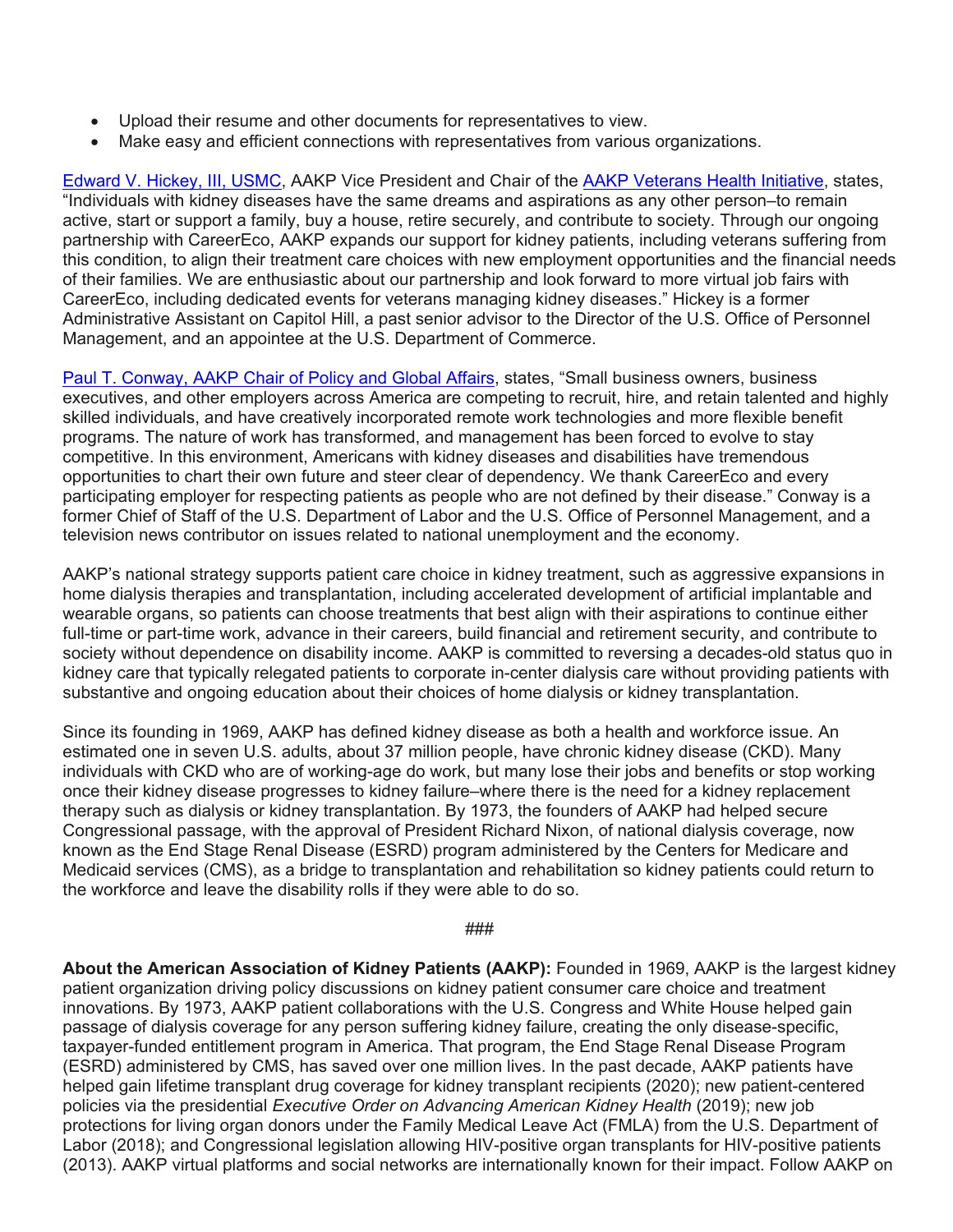- Upload their resume and other documents for representatives to view.
- Make easy and efficient connections with representatives from various organizations.

Edward V. Hickey, III, USMC, AAKP Vice President and Chair of the AAKP Veterans Health Initiative, states, "Individuals with kidney diseases have the same dreams and aspirations as any other person–to remain active, start or support a family, buy a house, retire securely, and contribute to society. Through our ongoing partnership with CareerEco, AAKP expands our support for kidney patients, including veterans suffering from this condition, to align their treatment care choices with new employment opportunities and the financial needs of their families. We are enthusiastic about our partnership and look forward to more virtual job fairs with CareerEco, including dedicated events for veterans managing kidney diseases." Hickey is a former Administrative Assistant on Capitol Hill, a past senior advisor to the Director of the U.S. Office of Personnel Management, and an appointee at the U.S. Department of Commerce.

Paul T. Conway, AAKP Chair of Policy and Global Affairs, states, "Small business owners, business executives, and other employers across America are competing to recruit, hire, and retain talented and highly skilled individuals, and have creatively incorporated remote work technologies and more flexible benefit programs. The nature of work has transformed, and management has been forced to evolve to stay competitive. In this environment, Americans with kidney diseases and disabilities have tremendous opportunities to chart their own future and steer clear of dependency. We thank CareerEco and every participating employer for respecting patients as people who are not defined by their disease." Conway is a former Chief of Staff of the U.S. Department of Labor and the U.S. Office of Personnel Management, and a television news contributor on issues related to national unemployment and the economy.

AAKP's national strategy supports patient care choice in kidney treatment, such as aggressive expansions in home dialysis therapies and transplantation, including accelerated development of artificial implantable and wearable organs, so patients can choose treatments that best align with their aspirations to continue either full-time or part-time work, advance in their careers, build financial and retirement security, and contribute to society without dependence on disability income. AAKP is committed to reversing a decades-old status quo in kidney care that typically relegated patients to corporate in-center dialysis care without providing patients with substantive and ongoing education about their choices of home dialysis or kidney transplantation.

Since its founding in 1969, AAKP has defined kidney disease as both a health and workforce issue. An estimated one in seven U.S. adults, about 37 million people, have chronic kidney disease (CKD). Many individuals with CKD who are of working-age do work, but many lose their jobs and benefits or stop working once their kidney disease progresses to kidney failure–where there is the need for a kidney replacement therapy such as dialysis or kidney transplantation. By 1973, the founders of AAKP had helped secure Congressional passage, with the approval of President Richard Nixon, of national dialysis coverage, now known as the End Stage Renal Disease (ESRD) program administered by the Centers for Medicare and Medicaid services (CMS), as a bridge to transplantation and rehabilitation so kidney patients could return to the workforce and leave the disability rolls if they were able to do so.

###

**About the American Association of Kidney Patients (AAKP):** Founded in 1969, AAKP is the largest kidney patient organization driving policy discussions on kidney patient consumer care choice and treatment innovations. By 1973, AAKP patient collaborations with the U.S. Congress and White House helped gain passage of dialysis coverage for any person suffering kidney failure, creating the only disease-specific, taxpayer-funded entitlement program in America. That program, the End Stage Renal Disease Program (ESRD) administered by CMS, has saved over one million lives. In the past decade, AAKP patients have helped gain lifetime transplant drug coverage for kidney transplant recipients (2020); new patient-centered policies via the presidential *Executive Order on Advancing American Kidney Health* (2019); new job protections for living organ donors under the Family Medical Leave Act (FMLA) from the U.S. Department of Labor (2018); and Congressional legislation allowing HIV-positive organ transplants for HIV-positive patients (2013). AAKP virtual platforms and social networks are internationally known for their impact. Follow AAKP on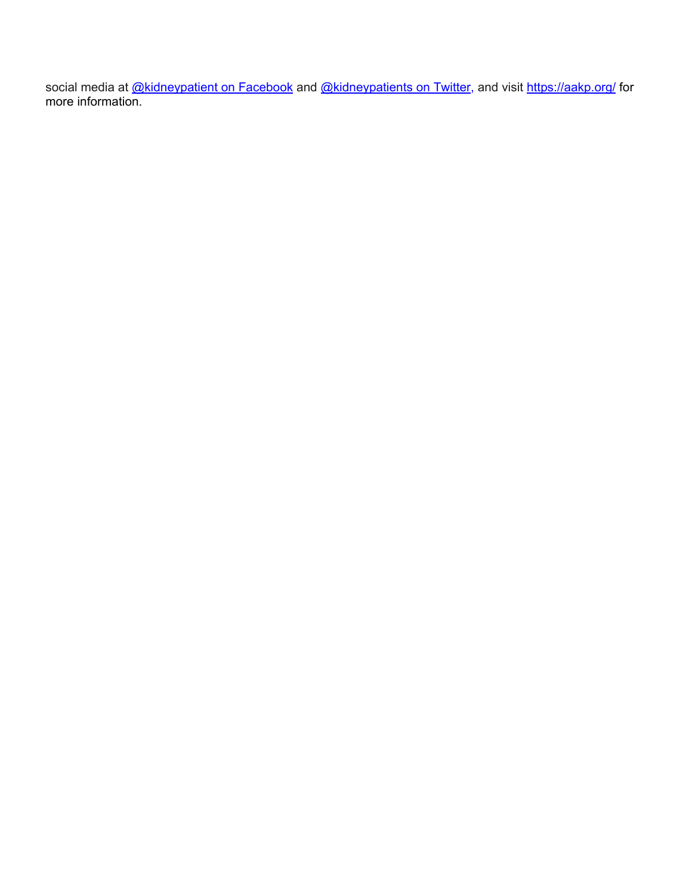social media at [@kidneypatient on Facebook](https://www.facebook.com/kidneypatient) and [@kidneypatients on Twitter,](https://twitter.com/kidneypatients) and visit [https://aakp.org/](https://aakp.org/) for more information.